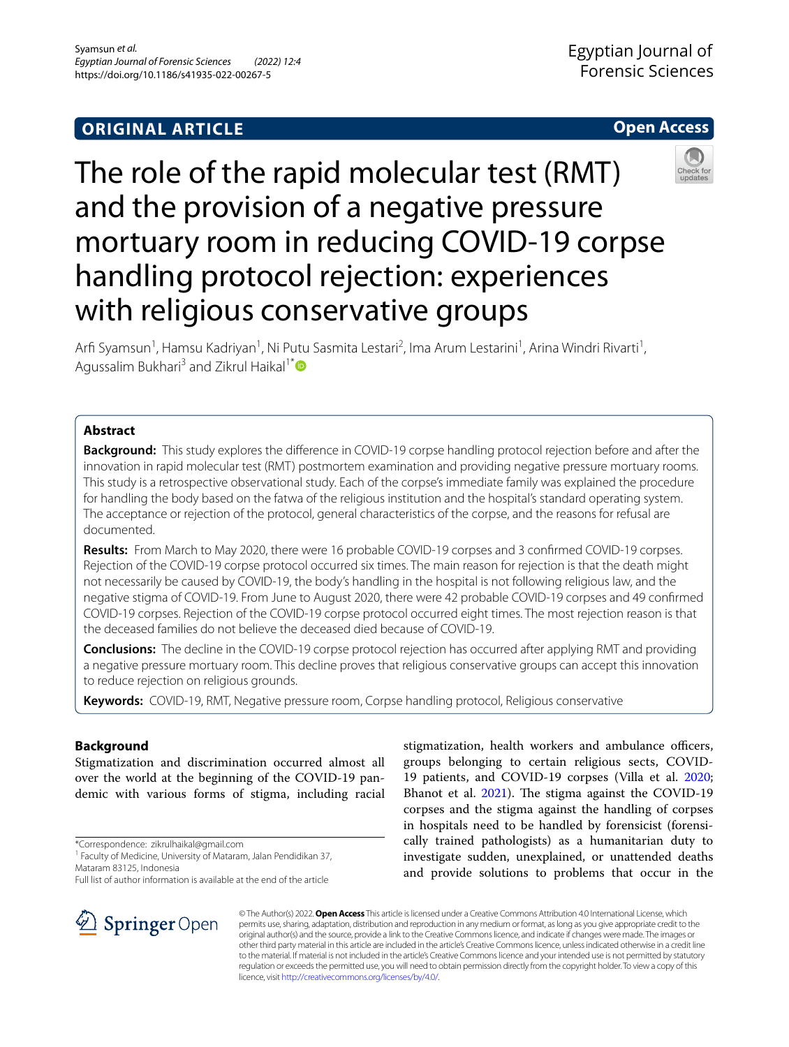ORIGINAL ARTICLE

Open Access

# The role of the rapid molecular test (RMT) and the provision of a negative pressure mortuary room in reducing COVID-19 corpse handling protocol rejection: experiences with religious conservative groups

Arfi Syamsun[1], Hamsu Kadriyan[1], Ni Putu Sasmita Lestari[2], Ima Arum Lestarini[1], Arina Windri Rivarti[1], Agussalim Bukhari[3] and Zikrul Haikal[1*]

## Abstract

**Background:** This study explores the difference in COVID-19 corpse handling protocol rejection before and after the innovation in rapid molecular test (RMT) postmortem examination and providing negative pressure mortuary rooms. This study is a retrospective observational study. Each of the corpse's immediate family was explained the procedure for handling the body based on the fatwa of the religious institution and the hospital's standard operating system. The acceptance or rejection of the protocol, general characteristics of the corpse, and the reasons for refusal are documented.

**Results:** From March to May 2020, there were 16 probable COVID-19 corpses and 3 confirmed COVID-19 corpses. Rejection of the COVID-19 corpse protocol occurred six times. The main reason for rejection is that the death might not necessarily be caused by COVID-19, the body's handling in the hospital is not following religious law, and the negative stigma of COVID-19. From June to August 2020, there were 42 probable COVID-19 corpses and 49 confirmed COVID-19 corpses. Rejection of the COVID-19 corpse protocol occurred eight times. The most rejection reason is that the deceased families do not believe the deceased died because of COVID-19.

**Conclusions:** The decline in the COVID-19 corpse protocol rejection has occurred after applying RMT and providing a negative pressure mortuary room. This decline proves that religious conservative groups can accept this innovation to reduce rejection on religious grounds.

**Keywords:** COVID-19, RMT, Negative pressure room, Corpse handling protocol, Religious conservative

## Background

Stigmatization and discrimination occurred almost all over the world at the beginning of the COVID-19 pandemic with various forms of stigma, including racial stigmatization, health workers and ambulance officers, groups belonging to certain religious sects, COVID-19 patients, and COVID-19 corpses (Villa et al. 2020; Bhanot et al. 2021). The stigma against the COVID-19 corpses and the stigma against the handling of corpses in hospitals need to be handled by forensicist (forensically trained pathologists) as a humanitarian duty to investigate sudden, unexplained, or unattended deaths and provide solutions to problems that occur in the

*Correspondence: zikrulhaikal@gmail.com
[1] Faculty of Medicine, University of Mataram, Jalan Pendidikan 37, Mataram 83125, Indonesia
Full list of author information is available at the end of the article

© The Author(s) 2022. **Open Access** This article is licensed under a Creative Commons Attribution 4.0 International License, which permits use, sharing, adaptation, distribution and reproduction in any medium or format, as long as you give appropriate credit to the original author(s) and the source, provide a link to the Creative Commons licence, and indicate if changes were made. The images or other third party material in this article are included in the article's Creative Commons licence, unless indicated otherwise in a credit line to the material. If material is not included in the article's Creative Commons licence and your intended use is not permitted by statutory regulation or exceeds the permitted use, you will need to obtain permission directly from the copyright holder. To view a copy of this licence, visit http://creativecommons.org/licenses/by/4.0/.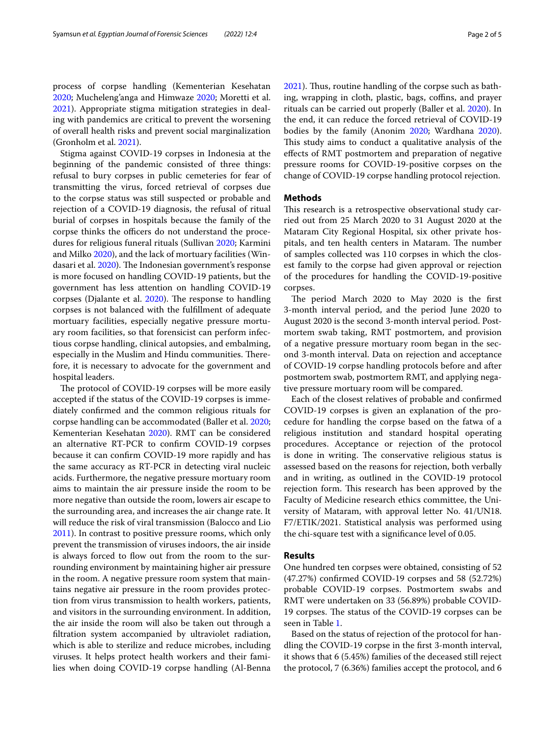process of corpse handling (Kementerian Kesehatan 2020; Mucheleng'anga and Himwaze 2020; Moretti et al. 2021). Appropriate stigma mitigation strategies in dealing with pandemics are critical to prevent the worsening of overall health risks and prevent social marginalization (Gronholm et al. 2021).

Stigma against COVID-19 corpses in Indonesia at the beginning of the pandemic consisted of three things: refusal to bury corpses in public cemeteries for fear of transmitting the virus, forced retrieval of corpses due to the corpse status was still suspected or probable and rejection of a COVID-19 diagnosis, the refusal of ritual burial of corpses in hospitals because the family of the corpse thinks the officers do not understand the procedures for religious funeral rituals (Sullivan 2020; Karmini and Milko 2020), and the lack of mortuary facilities (Windasari et al. 2020). The Indonesian government's response is more focused on handling COVID-19 patients, but the government has less attention on handling COVID-19 corpses (Djalante et al. 2020). The response to handling corpses is not balanced with the fulfillment of adequate mortuary facilities, especially negative pressure mortuary room facilities, so that forensicist can perform infectious corpse handling, clinical autopsies, and embalming, especially in the Muslim and Hindu communities. Therefore, it is necessary to advocate for the government and hospital leaders.

The protocol of COVID-19 corpses will be more easily accepted if the status of the COVID-19 corpses is immediately confirmed and the common religious rituals for corpse handling can be accommodated (Baller et al. 2020; Kementerian Kesehatan 2020). RMT can be considered an alternative RT-PCR to confirm COVID-19 corpses because it can confirm COVID-19 more rapidly and has the same accuracy as RT-PCR in detecting viral nucleic acids. Furthermore, the negative pressure mortuary room aims to maintain the air pressure inside the room to be more negative than outside the room, lowers air escape to the surrounding area, and increases the air change rate. It will reduce the risk of viral transmission (Balocco and Lio 2011). In contrast to positive pressure rooms, which only prevent the transmission of viruses indoors, the air inside is always forced to flow out from the room to the surrounding environment by maintaining higher air pressure in the room. A negative pressure room system that maintains negative air pressure in the room provides protection from virus transmission to health workers, patients, and visitors in the surrounding environment. In addition, the air inside the room will also be taken out through a filtration system accompanied by ultraviolet radiation, which is able to sterilize and reduce microbes, including viruses. It helps protect health workers and their families when doing COVID-19 corpse handling (Al-Benna 2021). Thus, routine handling of the corpse such as bathing, wrapping in cloth, plastic, bags, coffins, and prayer rituals can be carried out properly (Baller et al. 2020). In the end, it can reduce the forced retrieval of COVID-19 bodies by the family (Anonim 2020; Wardhana 2020). This study aims to conduct a qualitative analysis of the effects of RMT postmortem and preparation of negative pressure rooms for COVID-19-positive corpses on the change of COVID-19 corpse handling protocol rejection.

## Methods

This research is a retrospective observational study carried out from 25 March 2020 to 31 August 2020 at the Mataram City Regional Hospital, six other private hospitals, and ten health centers in Mataram. The number of samples collected was 110 corpses in which the closest family to the corpse had given approval or rejection of the procedures for handling the COVID-19-positive corpses.

The period March 2020 to May 2020 is the first 3-month interval period, and the period June 2020 to August 2020 is the second 3-month interval period. Postmortem swab taking, RMT postmortem, and provision of a negative pressure mortuary room began in the second 3-month interval. Data on rejection and acceptance of COVID-19 corpse handling protocols before and after postmortem swab, postmortem RMT, and applying negative pressure mortuary room will be compared.

Each of the closest relatives of probable and confirmed COVID-19 corpses is given an explanation of the procedure for handling the corpse based on the fatwa of a religious institution and standard hospital operating procedures. Acceptance or rejection of the protocol is done in writing. The conservative religious status is assessed based on the reasons for rejection, both verbally and in writing, as outlined in the COVID-19 protocol rejection form. This research has been approved by the Faculty of Medicine research ethics committee, the University of Mataram, with approval letter No. 41/UN18.F7/ETIK/2021. Statistical analysis was performed using the chi-square test with a significance level of 0.05.

## Results

One hundred ten corpses were obtained, consisting of 52 (47.27%) confirmed COVID-19 corpses and 58 (52.72%) probable COVID-19 corpses. Postmortem swabs and RMT were undertaken on 33 (56.89%) probable COVID-19 corpses. The status of the COVID-19 corpses can be seen in Table 1.

Based on the status of rejection of the protocol for handling the COVID-19 corpse in the first 3-month interval, it shows that 6 (5.45%) families of the deceased still reject the protocol, 7 (6.36%) families accept the protocol, and 6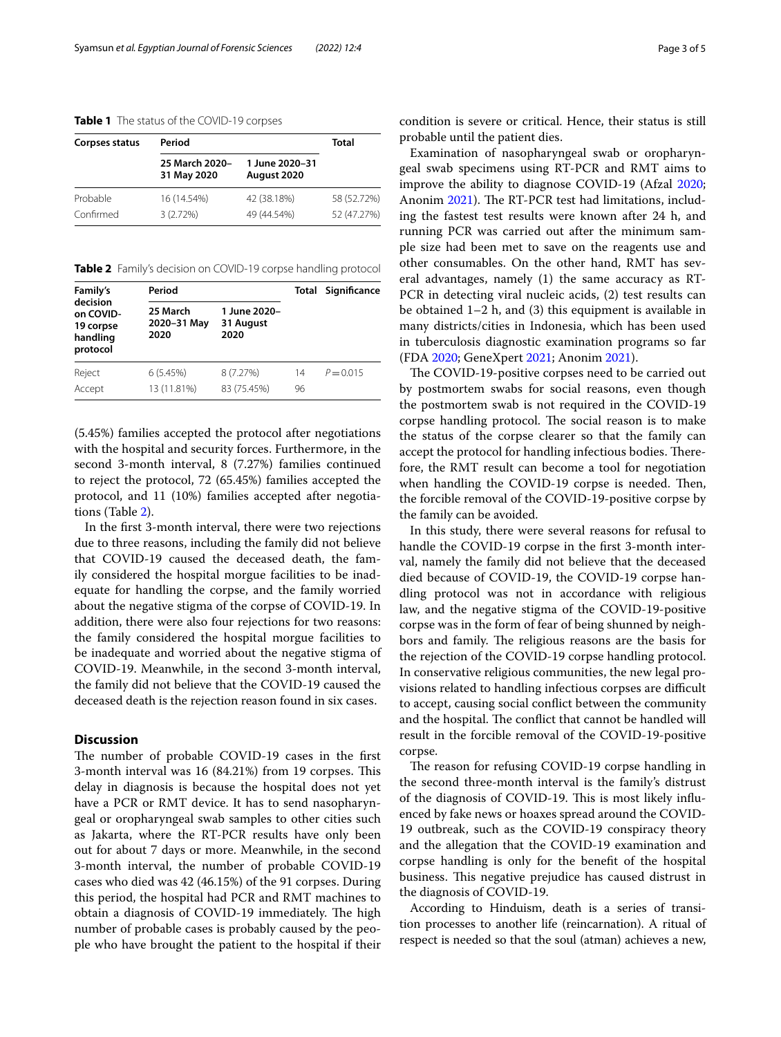**Table 1** The status of the COVID-19 corpses

| Corpses status | Period | | Total |
|---|---|---|---|
| | 25 March 2020–31 May 2020 | 1 June 2020–31 August 2020 | |
| Probable | 16 (14.54%) | 42 (38.18%) | 58 (52.72%) |
| Confirmed | 3 (2.72%) | 49 (44.54%) | 52 (47.27%) |

**Table 2** Family's decision on COVID-19 corpse handling protocol

| Family's decision on COVID-19 corpse handling protocol | Period | | Total | Significance |
|---|---|---|---|---|
| | 25 March 2020–31 May 2020 | 1 June 2020–31 August 2020 | | |
| Reject | 6 (5.45%) | 8 (7.27%) | 14 | $P = 0.015$ |
| Accept | 13 (11.81%) | 83 (75.45%) | 96 | |

(5.45%) families accepted the protocol after negotiations with the hospital and security forces. Furthermore, in the second 3-month interval, 8 (7.27%) families continued to reject the protocol, 72 (65.45%) families accepted the protocol, and 11 (10%) families accepted after negotiations (Table 2).

In the first 3-month interval, there were two rejections due to three reasons, including the family did not believe that COVID-19 caused the deceased death, the family considered the hospital morgue facilities to be inadequate for handling the corpse, and the family worried about the negative stigma of the corpse of COVID-19. In addition, there were also four rejections for two reasons: the family considered the hospital morgue facilities to be inadequate and worried about the negative stigma of COVID-19. Meanwhile, in the second 3-month interval, the family did not believe that the COVID-19 caused the deceased death is the rejection reason found in six cases.

## Discussion

The number of probable COVID-19 cases in the first 3-month interval was 16 (84.21%) from 19 corpses. This delay in diagnosis is because the hospital does not yet have a PCR or RMT device. It has to send nasopharyngeal or oropharyngeal swab samples to other cities such as Jakarta, where the RT-PCR results have only been out for about 7 days or more. Meanwhile, in the second 3-month interval, the number of probable COVID-19 cases who died was 42 (46.15%) of the 91 corpses. During this period, the hospital had PCR and RMT machines to obtain a diagnosis of COVID-19 immediately. The high number of probable cases is probably caused by the people who have brought the patient to the hospital if their condition is severe or critical. Hence, their status is still probable until the patient dies.

Examination of nasopharyngeal swab or oropharyngeal swab specimens using RT-PCR and RMT aims to improve the ability to diagnose COVID-19 (Afzal 2020; Anonim 2021). The RT-PCR test had limitations, including the fastest test results were known after 24 h, and running PCR was carried out after the minimum sample size had been met to save on the reagents use and other consumables. On the other hand, RMT has several advantages, namely (1) the same accuracy as RT-PCR in detecting viral nucleic acids, (2) test results can be obtained 1–2 h, and (3) this equipment is available in many districts/cities in Indonesia, which has been used in tuberculosis diagnostic examination programs so far (FDA 2020; GeneXpert 2021; Anonim 2021).

The COVID-19-positive corpses need to be carried out by postmortem swabs for social reasons, even though the postmortem swab is not required in the COVID-19 corpse handling protocol. The social reason is to make the status of the corpse clearer so that the family can accept the protocol for handling infectious bodies. Therefore, the RMT result can become a tool for negotiation when handling the COVID-19 corpse is needed. Then, the forcible removal of the COVID-19-positive corpse by the family can be avoided.

In this study, there were several reasons for refusal to handle the COVID-19 corpse in the first 3-month interval, namely the family did not believe that the deceased died because of COVID-19, the COVID-19 corpse handling protocol was not in accordance with religious law, and the negative stigma of the COVID-19-positive corpse was in the form of fear of being shunned by neighbors and family. The religious reasons are the basis for the rejection of the COVID-19 corpse handling protocol. In conservative religious communities, the new legal provisions related to handling infectious corpses are difficult to accept, causing social conflict between the community and the hospital. The conflict that cannot be handled will result in the forcible removal of the COVID-19-positive corpse.

The reason for refusing COVID-19 corpse handling in the second three-month interval is the family's distrust of the diagnosis of COVID-19. This is most likely influenced by fake news or hoaxes spread around the COVID-19 outbreak, such as the COVID-19 conspiracy theory and the allegation that the COVID-19 examination and corpse handling is only for the benefit of the hospital business. This negative prejudice has caused distrust in the diagnosis of COVID-19.

According to Hinduism, death is a series of transition processes to another life (reincarnation). A ritual of respect is needed so that the soul (atman) achieves a new,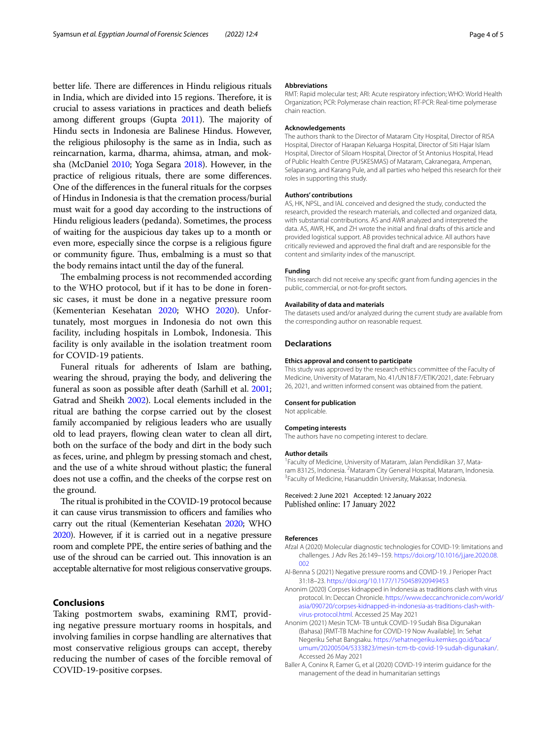better life. There are differences in Hindu religious rituals in India, which are divided into 15 regions. Therefore, it is crucial to assess variations in practices and death beliefs among different groups (Gupta 2011). The majority of Hindu sects in Indonesia are Balinese Hindus. However, the religious philosophy is the same as in India, such as reincarnation, karma, dharma, ahimsa, atman, and moksha (McDaniel 2010; Yoga Segara 2018). However, in the practice of religious rituals, there are some differences. One of the differences in the funeral rituals for the corpses of Hindus in Indonesia is that the cremation process/burial must wait for a good day according to the instructions of Hindu religious leaders (pedanda). Sometimes, the process of waiting for the auspicious day takes up to a month or even more, especially since the corpse is a religious figure or community figure. Thus, embalming is a must so that the body remains intact until the day of the funeral.

The embalming process is not recommended according to the WHO protocol, but if it has to be done in forensic cases, it must be done in a negative pressure room (Kementerian Kesehatan 2020; WHO 2020). Unfortunately, most morgues in Indonesia do not own this facility, including hospitals in Lombok, Indonesia. This facility is only available in the isolation treatment room for COVID-19 patients.

Funeral rituals for adherents of Islam are bathing, wearing the shroud, praying the body, and delivering the funeral as soon as possible after death (Sarhill et al. 2001; Gatrad and Sheikh 2002). Local elements included in the ritual are bathing the corpse carried out by the closest family accompanied by religious leaders who are usually old to lead prayers, flowing clean water to clean all dirt, both on the surface of the body and dirt in the body such as feces, urine, and phlegm by pressing stomach and chest, and the use of a white shroud without plastic; the funeral does not use a coffin, and the cheeks of the corpse rest on the ground.

The ritual is prohibited in the COVID-19 protocol because it can cause virus transmission to officers and families who carry out the ritual (Kementerian Kesehatan 2020; WHO 2020). However, if it is carried out in a negative pressure room and complete PPE, the entire series of bathing and the use of the shroud can be carried out. This innovation is an acceptable alternative for most religious conservative groups.

## Conclusions

Taking postmortem swabs, examining RMT, providing negative pressure mortuary rooms in hospitals, and involving families in corpse handling are alternatives that most conservative religious groups can accept, thereby reducing the number of cases of the forcible removal of COVID-19-positive corpses.

#### Abbreviations

RMT: Rapid molecular test; ARI: Acute respiratory infection; WHO: World Health Organization; PCR: Polymerase chain reaction; RT-PCR: Real-time polymerase chain reaction.

#### Acknowledgements

The authors thank to the Director of Mataram City Hospital, Director of RISA Hospital, Director of Harapan Keluarga Hospital, Director of Siti Hajar Islam Hospital, Director of Siloam Hospital, Director of St Antonius Hospital, Head of Public Health Centre (PUSKESMAS) of Mataram, Cakranegara, Ampenan, Selaparang, and Karang Pule, and all parties who helped this research for their roles in supporting this study.

#### Authors' contributions

AS, HK, NPSL, and IAL conceived and designed the study, conducted the research, provided the research materials, and collected and organized data, with substantial contributions. AS and AWR analyzed and interpreted the data. AS, AWR, HK, and ZH wrote the initial and final drafts of this article and provided logistical support. AB provides technical advice. All authors have critically reviewed and approved the final draft and are responsible for the content and similarity index of the manuscript.

#### Funding

This research did not receive any specific grant from funding agencies in the public, commercial, or not-for-profit sectors.

#### Availability of data and materials

The datasets used and/or analyzed during the current study are available from the corresponding author on reasonable request.

### Declarations

#### Ethics approval and consent to participate

This study was approved by the research ethics committee of the Faculty of Medicine, University of Mataram, No. 41/UN18.F7/ETIK/2021, date: February 26, 2021, and written informed consent was obtained from the patient.

#### Consent for publication

Not applicable.

#### Competing interests

The authors have no competing interest to declare.

#### Author details

[1]Faculty of Medicine, University of Mataram, Jalan Pendidikan 37, Mataram 83125, Indonesia. [2]Mataram City General Hospital, Mataram, Indonesia. [3]Faculty of Medicine, Hasanuddin University, Makassar, Indonesia.

Received: 2 June 2021 Accepted: 12 January 2022
Published online: 17 January 2022

#### References

Afzal A (2020) Molecular diagnostic technologies for COVID-19: limitations and challenges. J Adv Res 26:149–159. https://doi.org/10.1016/j.jare.2020.08.002

Al-Benna S (2021) Negative pressure rooms and COVID-19. J Perioper Pract 31:18–23. https://doi.org/10.1177/1750458920949453

Anonim (2020) Corpses kidnapped in Indonesia as traditions clash with virus protocol. In: Deccan Chronicle. https://www.deccanchronicle.com/world/asia/090720/corpses-kidnapped-in-indonesia-as-traditions-clash-with-virus-protocol.html. Accessed 25 May 2021

Anonim (2021) Mesin TCM- TB untuk COVID-19 Sudah Bisa Digunakan (Bahasa) [RMT-TB Machine for COVID-19 Now Available]. In: Sehat Negeriku Sehat Bangsaku. https://sehatnegeriku.kemkes.go.id/baca/umum/20200504/5333823/mesin-tcm-tb-covid-19-sudah-digunakan/. Accessed 26 May 2021

Baller A, Coninx R, Eamer G, et al (2020) COVID-19 interim guidance for the management of the dead in humanitarian settings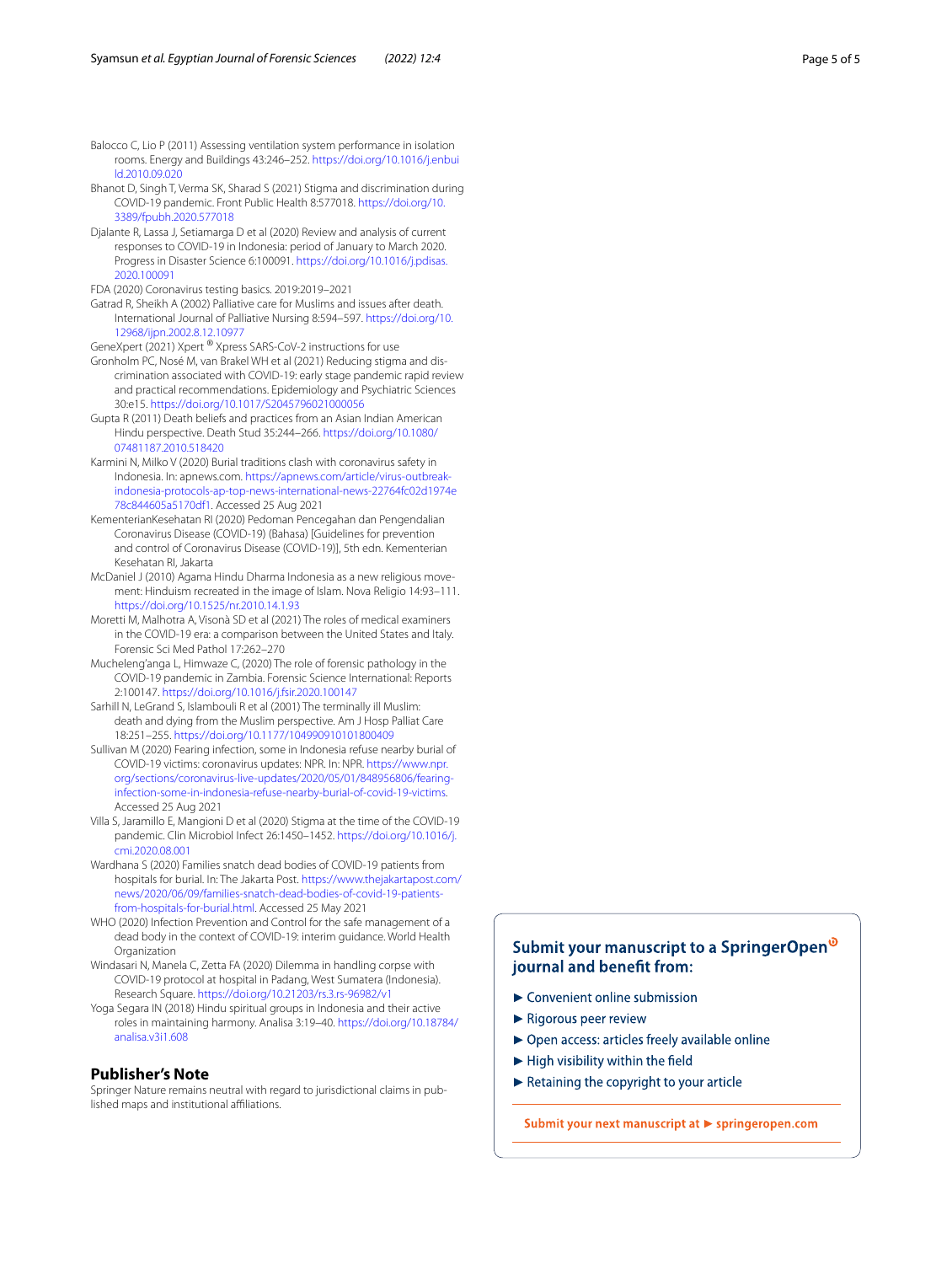Balocco C, Lio P (2011) Assessing ventilation system performance in isolation rooms. Energy and Buildings 43:246–252. https://doi.org/10.1016/j.enbuild.2010.09.020

Bhanot D, Singh T, Verma SK, Sharad S (2021) Stigma and discrimination during COVID-19 pandemic. Front Public Health 8:577018. https://doi.org/10.3389/fpubh.2020.577018

Djalante R, Lassa J, Setiamarga D et al (2020) Review and analysis of current responses to COVID-19 in Indonesia: period of January to March 2020. Progress in Disaster Science 6:100091. https://doi.org/10.1016/j.pdisas.2020.100091

FDA (2020) Coronavirus testing basics. 2019:2019–2021

Gatrad R, Sheikh A (2002) Palliative care for Muslims and issues after death. International Journal of Palliative Nursing 8:594–597. https://doi.org/10.12968/ijpn.2002.8.12.10977

GeneXpert (2021) Xpert ® Xpress SARS-CoV-2 instructions for use

Gronholm PC, Nosé M, van Brakel WH et al (2021) Reducing stigma and discrimination associated with COVID-19: early stage pandemic rapid review and practical recommendations. Epidemiology and Psychiatric Sciences 30:e15. https://doi.org/10.1017/S2045796021000056

Gupta R (2011) Death beliefs and practices from an Asian Indian American Hindu perspective. Death Stud 35:244–266. https://doi.org/10.1080/07481187.2010.518420

Karmini N, Milko V (2020) Burial traditions clash with coronavirus safety in Indonesia. In: apnews.com. https://apnews.com/article/virus-outbreak-indonesia-protocols-ap-top-news-international-news-22764fc02d1974e78c844605a5170df1. Accessed 25 Aug 2021

KementerianKesehatan RI (2020) Pedoman Pencegahan dan Pengendalian Coronavirus Disease (COVID-19) (Bahasa) [Guidelines for prevention and control of Coronavirus Disease (COVID-19)], 5th edn. Kementerian Kesehatan RI, Jakarta

McDaniel J (2010) Agama Hindu Dharma Indonesia as a new religious movement: Hinduism recreated in the image of Islam. Nova Religio 14:93–111. https://doi.org/10.1525/nr.2010.14.1.93

Moretti M, Malhotra A, Visonà SD et al (2021) The roles of medical examiners in the COVID-19 era: a comparison between the United States and Italy. Forensic Sci Med Pathol 17:262–270

Mucheleng'anga L, Himwaze C, (2020) The role of forensic pathology in the COVID-19 pandemic in Zambia. Forensic Science International: Reports 2:100147. https://doi.org/10.1016/j.fsir.2020.100147

Sarhill N, LeGrand S, Islambouli R et al (2001) The terminally ill Muslim: death and dying from the Muslim perspective. Am J Hosp Palliat Care 18:251–255. https://doi.org/10.1177/104990910101800409

Sullivan M (2020) Fearing infection, some in Indonesia refuse nearby burial of COVID-19 victims: coronavirus updates: NPR. In: NPR. https://www.npr.org/sections/coronavirus-live-updates/2020/05/01/848956806/fearing-infection-some-in-indonesia-refuse-nearby-burial-of-covid-19-victims. Accessed 25 Aug 2021

Villa S, Jaramillo E, Mangioni D et al (2020) Stigma at the time of the COVID-19 pandemic. Clin Microbiol Infect 26:1450–1452. https://doi.org/10.1016/j.cmi.2020.08.001

Wardhana S (2020) Families snatch dead bodies of COVID-19 patients from hospitals for burial. In: The Jakarta Post. https://www.thejakartapost.com/news/2020/06/09/families-snatch-dead-bodies-of-covid-19-patients-from-hospitals-for-burial.html. Accessed 25 May 2021

WHO (2020) Infection Prevention and Control for the safe management of a dead body in the context of COVID-19: interim guidance. World Health Organization

Windasari N, Manela C, Zetta FA (2020) Dilemma in handling corpse with COVID-19 protocol at hospital in Padang, West Sumatera (Indonesia). Research Square. https://doi.org/10.21203/rs.3.rs-96982/v1

Yoga Segara IN (2018) Hindu spiritual groups in Indonesia and their active roles in maintaining harmony. Analisa 3:19–40. https://doi.org/10.18784/analisa.v3i1.608

## Publisher's Note

Springer Nature remains neutral with regard to jurisdictional claims in published maps and institutional affiliations.

**Submit your manuscript to a SpringerOpen journal and benefit from:**

- ► Convenient online submission
- ► Rigorous peer review
- ► Open access: articles freely available online
- ► High visibility within the field
- ► Retaining the copyright to your article

**Submit your next manuscript at ► springeropen.com**